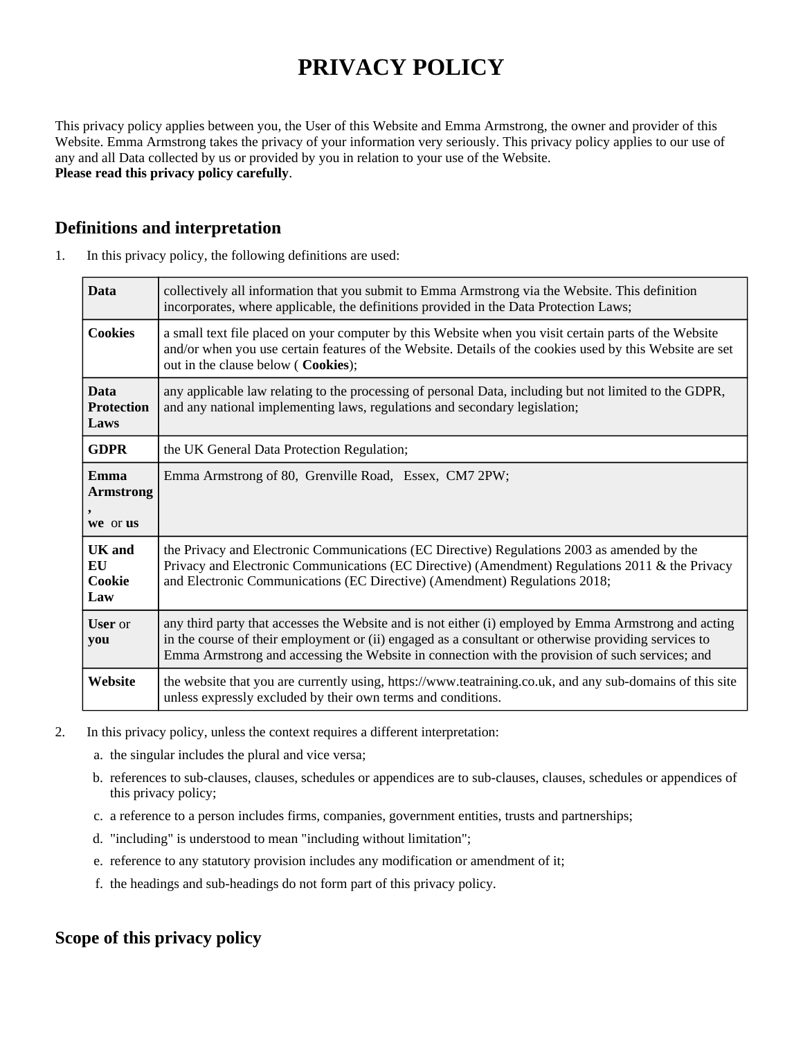# PRIVACY POLICY

This privacy policy applies between you, the User of this Website and Emma Armstrong, the owner and provider of this Website. Emma Armstrong takes the privacy of your information very seriously. This privacy policy applies to our use of any and all Data collected by us or provided by you in relation to your use of the Website.
**Please read this privacy policy carefully**.

## Definitions and interpretation

1. In this privacy policy, the following definitions are used:

| | |
|---|---|
| **Data** | collectively all information that you submit to Emma Armstrong via the Website. This definition incorporates, where applicable, the definitions provided in the Data Protection Laws; |
| **Cookies** | a small text file placed on your computer by this Website when you visit certain parts of the Website and/or when you use certain features of the Website. Details of the cookies used by this Website are set out in the clause below ( **Cookies**); |
| **Data Protection Laws** | any applicable law relating to the processing of personal Data, including but not limited to the GDPR, and any national implementing laws, regulations and secondary legislation; |
| **GDPR** | the UK General Data Protection Regulation; |
| **Emma Armstrong**, **we** or **us** | Emma Armstrong of 80, Grenville Road, Essex, CM7 2PW; |
| **UK and EU Cookie Law** | the Privacy and Electronic Communications (EC Directive) Regulations 2003 as amended by the Privacy and Electronic Communications (EC Directive) (Amendment) Regulations 2011 & the Privacy and Electronic Communications (EC Directive) (Amendment) Regulations 2018; |
| **User** or **you** | any third party that accesses the Website and is not either (i) employed by Emma Armstrong and acting in the course of their employment or (ii) engaged as a consultant or otherwise providing services to Emma Armstrong and accessing the Website in connection with the provision of such services; and |
| **Website** | the website that you are currently using, https://www.teatraining.co.uk, and any sub-domains of this site unless expressly excluded by their own terms and conditions. |

2. In this privacy policy, unless the context requires a different interpretation:
   a. the singular includes the plural and vice versa;
   b. references to sub-clauses, clauses, schedules or appendices are to sub-clauses, clauses, schedules or appendices of this privacy policy;
   c. a reference to a person includes firms, companies, government entities, trusts and partnerships;
   d. "including" is understood to mean "including without limitation";
   e. reference to any statutory provision includes any modification or amendment of it;
   f. the headings and sub-headings do not form part of this privacy policy.

## Scope of this privacy policy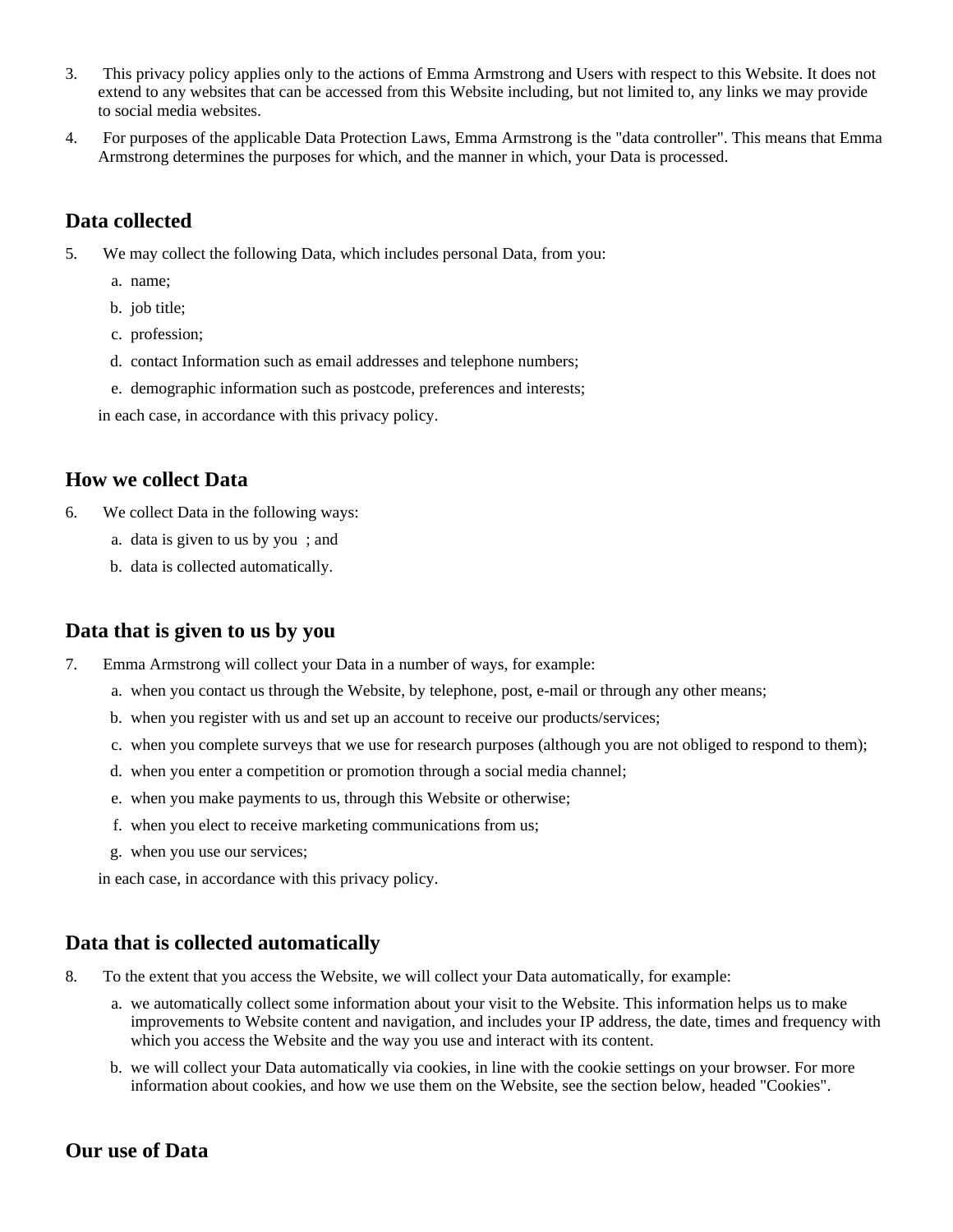3. This privacy policy applies only to the actions of Emma Armstrong and Users with respect to this Website. It does not extend to any websites that can be accessed from this Website including, but not limited to, any links we may provide to social media websites.
4. For purposes of the applicable Data Protection Laws, Emma Armstrong is the "data controller". This means that Emma Armstrong determines the purposes for which, and the manner in which, your Data is processed.

## Data collected

5. We may collect the following Data, which includes personal Data, from you:
   a. name;
   b. job title;
   c. profession;
   d. contact Information such as email addresses and telephone numbers;
   e. demographic information such as postcode, preferences and interests;

   in each case, in accordance with this privacy policy.

## How we collect Data

6. We collect Data in the following ways:
   a. data is given to us by you ; and
   b. data is collected automatically.

## Data that is given to us by you

7. Emma Armstrong will collect your Data in a number of ways, for example:
   a. when you contact us through the Website, by telephone, post, e-mail or through any other means;
   b. when you register with us and set up an account to receive our products/services;
   c. when you complete surveys that we use for research purposes (although you are not obliged to respond to them);
   d. when you enter a competition or promotion through a social media channel;
   e. when you make payments to us, through this Website or otherwise;
   f. when you elect to receive marketing communications from us;
   g. when you use our services;

   in each case, in accordance with this privacy policy.

## Data that is collected automatically

8. To the extent that you access the Website, we will collect your Data automatically, for example:
   a. we automatically collect some information about your visit to the Website. This information helps us to make improvements to Website content and navigation, and includes your IP address, the date, times and frequency with which you access the Website and the way you use and interact with its content.
   b. we will collect your Data automatically via cookies, in line with the cookie settings on your browser. For more information about cookies, and how we use them on the Website, see the section below, headed "Cookies".

## Our use of Data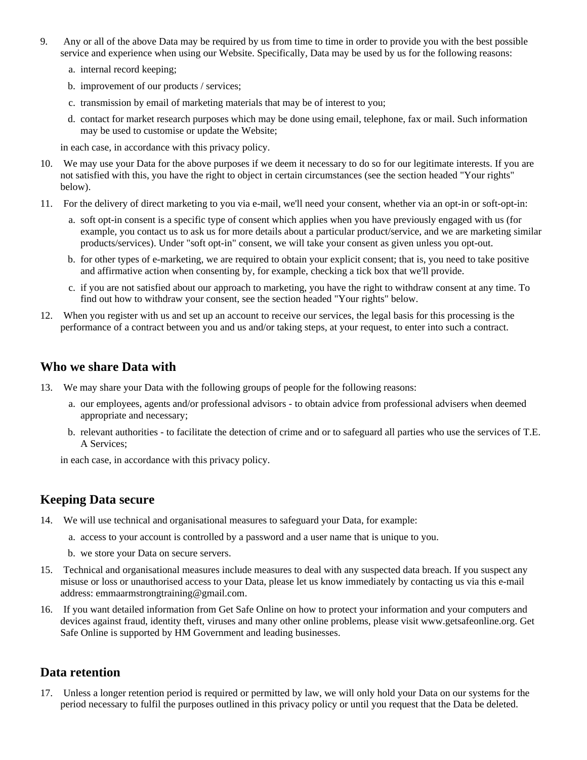9. Any or all of the above Data may be required by us from time to time in order to provide you with the best possible service and experience when using our Website. Specifically, Data may be used by us for the following reasons:
    a. internal record keeping;
    b. improvement of our products / services;
    c. transmission by email of marketing materials that may be of interest to you;
    d. contact for market research purposes which may be done using email, telephone, fax or mail. Such information may be used to customise or update the Website;

    in each case, in accordance with this privacy policy.
10. We may use your Data for the above purposes if we deem it necessary to do so for our legitimate interests. If you are not satisfied with this, you have the right to object in certain circumstances (see the section headed "Your rights" below).
11. For the delivery of direct marketing to you via e-mail, we'll need your consent, whether via an opt-in or soft-opt-in:
    a. soft opt-in consent is a specific type of consent which applies when you have previously engaged with us (for example, you contact us to ask us for more details about a particular product/service, and we are marketing similar products/services). Under "soft opt-in" consent, we will take your consent as given unless you opt-out.
    b. for other types of e-marketing, we are required to obtain your explicit consent; that is, you need to take positive and affirmative action when consenting by, for example, checking a tick box that we'll provide.
    c. if you are not satisfied about our approach to marketing, you have the right to withdraw consent at any time. To find out how to withdraw your consent, see the section headed "Your rights" below.
12. When you register with us and set up an account to receive our services, the legal basis for this processing is the performance of a contract between you and us and/or taking steps, at your request, to enter into such a contract.

## Who we share Data with

13. We may share your Data with the following groups of people for the following reasons:
    a. our employees, agents and/or professional advisors - to obtain advice from professional advisers when deemed appropriate and necessary;
    b. relevant authorities - to facilitate the detection of crime and or to safeguard all parties who use the services of T.E. A Services;

    in each case, in accordance with this privacy policy.

## Keeping Data secure

14. We will use technical and organisational measures to safeguard your Data, for example:
    a. access to your account is controlled by a password and a user name that is unique to you.
    b. we store your Data on secure servers.
15. Technical and organisational measures include measures to deal with any suspected data breach. If you suspect any misuse or loss or unauthorised access to your Data, please let us know immediately by contacting us via this e-mail address: emmaarmstrongtraining@gmail.com.
16. If you want detailed information from Get Safe Online on how to protect your information and your computers and devices against fraud, identity theft, viruses and many other online problems, please visit www.getsafeonline.org. Get Safe Online is supported by HM Government and leading businesses.

## Data retention

17. Unless a longer retention period is required or permitted by law, we will only hold your Data on our systems for the period necessary to fulfil the purposes outlined in this privacy policy or until you request that the Data be deleted.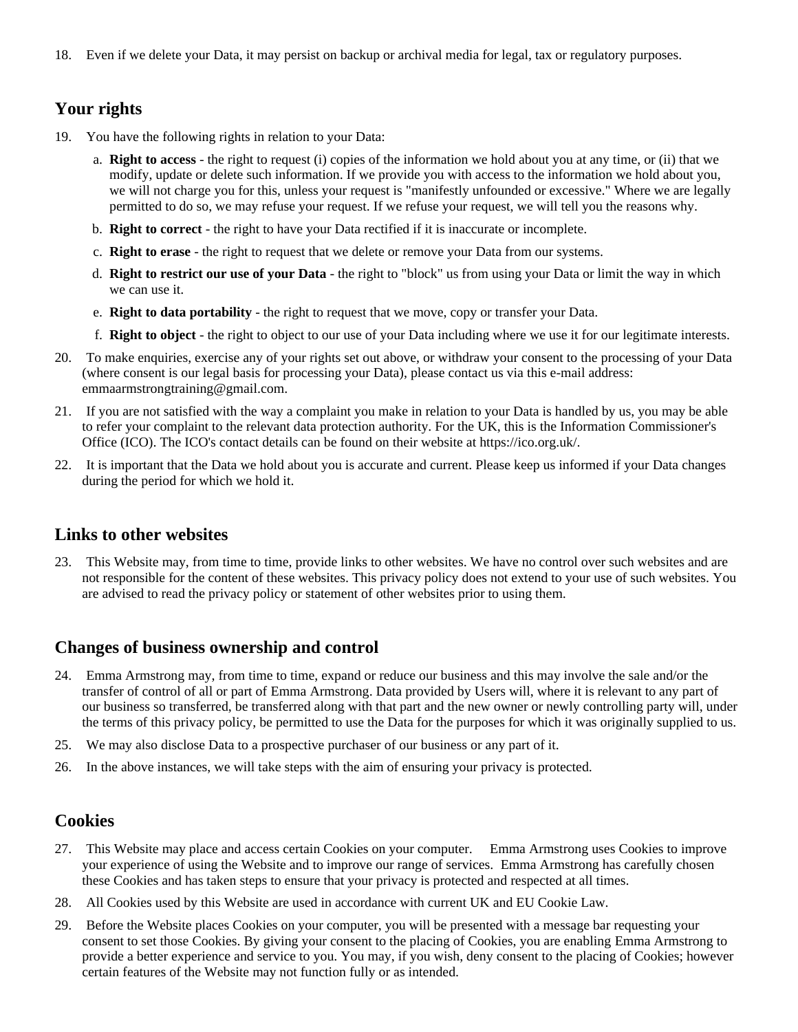18. Even if we delete your Data, it may persist on backup or archival media for legal, tax or regulatory purposes.

## Your rights

19. You have the following rights in relation to your Data:

    a. **Right to access** - the right to request (i) copies of the information we hold about you at any time, or (ii) that we modify, update or delete such information. If we provide you with access to the information we hold about you, we will not charge you for this, unless your request is "manifestly unfounded or excessive." Where we are legally permitted to do so, we may refuse your request. If we refuse your request, we will tell you the reasons why.

    b. **Right to correct** - the right to have your Data rectified if it is inaccurate or incomplete.

    c. **Right to erase** - the right to request that we delete or remove your Data from our systems.

    d. **Right to restrict our use of your Data** - the right to "block" us from using your Data or limit the way in which we can use it.

    e. **Right to data portability** - the right to request that we move, copy or transfer your Data.

    f. **Right to object** - the right to object to our use of your Data including where we use it for our legitimate interests.

20. To make enquiries, exercise any of your rights set out above, or withdraw your consent to the processing of your Data (where consent is our legal basis for processing your Data), please contact us via this e-mail address: emmaarmstrongtraining@gmail.com.

21. If you are not satisfied with the way a complaint you make in relation to your Data is handled by us, you may be able to refer your complaint to the relevant data protection authority. For the UK, this is the Information Commissioner's Office (ICO). The ICO's contact details can be found on their website at https://ico.org.uk/.

22. It is important that the Data we hold about you is accurate and current. Please keep us informed if your Data changes during the period for which we hold it.

## Links to other websites

23. This Website may, from time to time, provide links to other websites. We have no control over such websites and are not responsible for the content of these websites. This privacy policy does not extend to your use of such websites. You are advised to read the privacy policy or statement of other websites prior to using them.

## Changes of business ownership and control

24. Emma Armstrong may, from time to time, expand or reduce our business and this may involve the sale and/or the transfer of control of all or part of Emma Armstrong. Data provided by Users will, where it is relevant to any part of our business so transferred, be transferred along with that part and the new owner or newly controlling party will, under the terms of this privacy policy, be permitted to use the Data for the purposes for which it was originally supplied to us.

25. We may also disclose Data to a prospective purchaser of our business or any part of it.

26. In the above instances, we will take steps with the aim of ensuring your privacy is protected.

## Cookies

27. This Website may place and access certain Cookies on your computer. Emma Armstrong uses Cookies to improve your experience of using the Website and to improve our range of services. Emma Armstrong has carefully chosen these Cookies and has taken steps to ensure that your privacy is protected and respected at all times.

28. All Cookies used by this Website are used in accordance with current UK and EU Cookie Law.

29. Before the Website places Cookies on your computer, you will be presented with a message bar requesting your consent to set those Cookies. By giving your consent to the placing of Cookies, you are enabling Emma Armstrong to provide a better experience and service to you. You may, if you wish, deny consent to the placing of Cookies; however certain features of the Website may not function fully or as intended.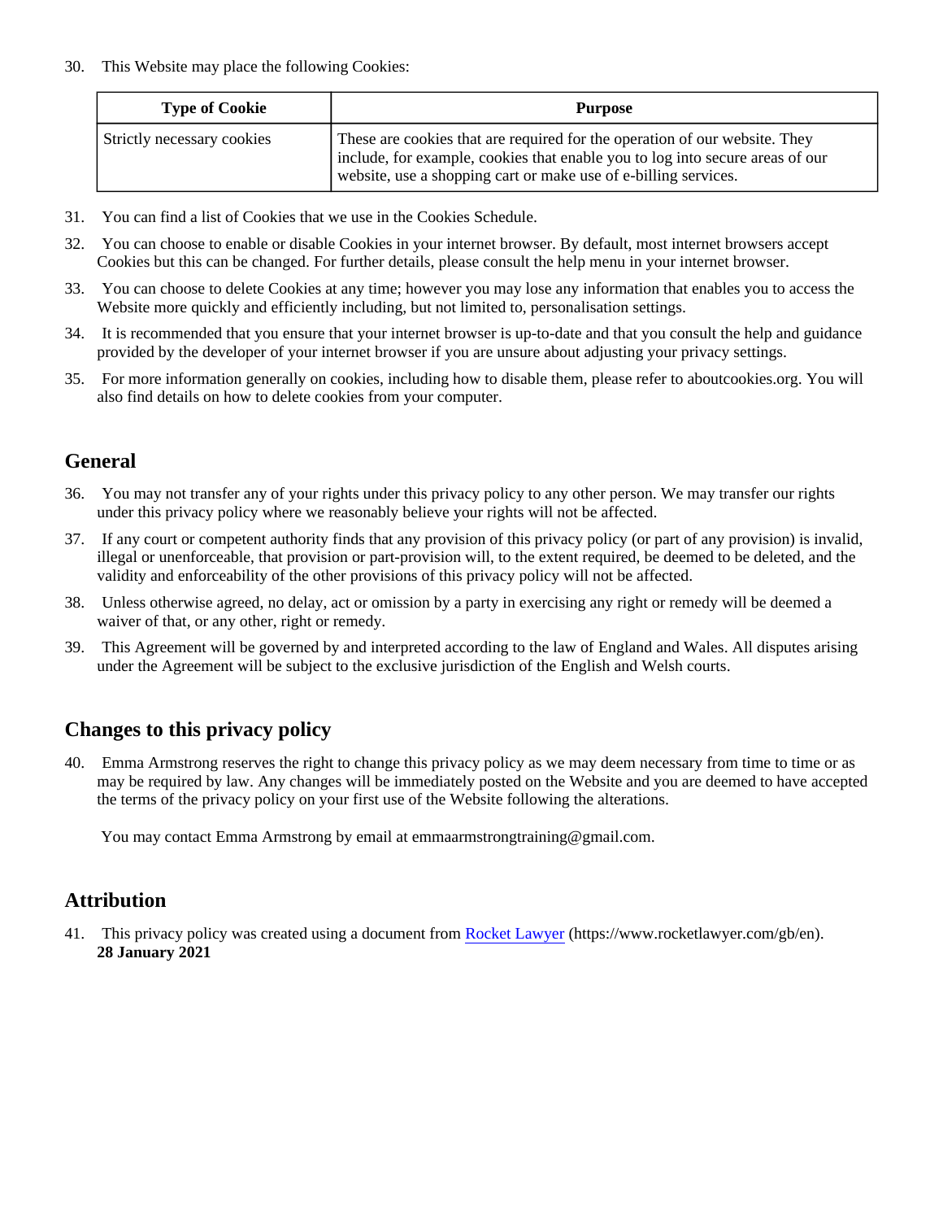30. This Website may place the following Cookies:

| Type of Cookie | Purpose |
| --- | --- |
| Strictly necessary cookies | These are cookies that are required for the operation of our website. They include, for example, cookies that enable you to log into secure areas of our website, use a shopping cart or make use of e-billing services. |

31. You can find a list of Cookies that we use in the Cookies Schedule.
32. You can choose to enable or disable Cookies in your internet browser. By default, most internet browsers accept Cookies but this can be changed. For further details, please consult the help menu in your internet browser.
33. You can choose to delete Cookies at any time; however you may lose any information that enables you to access the Website more quickly and efficiently including, but not limited to, personalisation settings.
34. It is recommended that you ensure that your internet browser is up-to-date and that you consult the help and guidance provided by the developer of your internet browser if you are unsure about adjusting your privacy settings.
35. For more information generally on cookies, including how to disable them, please refer to aboutcookies.org. You will also find details on how to delete cookies from your computer.

## General

36. You may not transfer any of your rights under this privacy policy to any other person. We may transfer our rights under this privacy policy where we reasonably believe your rights will not be affected.
37. If any court or competent authority finds that any provision of this privacy policy (or part of any provision) is invalid, illegal or unenforceable, that provision or part-provision will, to the extent required, be deemed to be deleted, and the validity and enforceability of the other provisions of this privacy policy will not be affected.
38. Unless otherwise agreed, no delay, act or omission by a party in exercising any right or remedy will be deemed a waiver of that, or any other, right or remedy.
39. This Agreement will be governed by and interpreted according to the law of England and Wales. All disputes arising under the Agreement will be subject to the exclusive jurisdiction of the English and Welsh courts.

## Changes to this privacy policy

40. Emma Armstrong reserves the right to change this privacy policy as we may deem necessary from time to time or as may be required by law. Any changes will be immediately posted on the Website and you are deemed to have accepted the terms of the privacy policy on your first use of the Website following the alterations.

    You may contact Emma Armstrong by email at emmaarmstrongtraining@gmail.com.

## Attribution

41. This privacy policy was created using a document from [Rocket Lawyer](https://www.rocketlawyer.com/gb/en) (https://www.rocketlawyer.com/gb/en).
    **28 January 2021**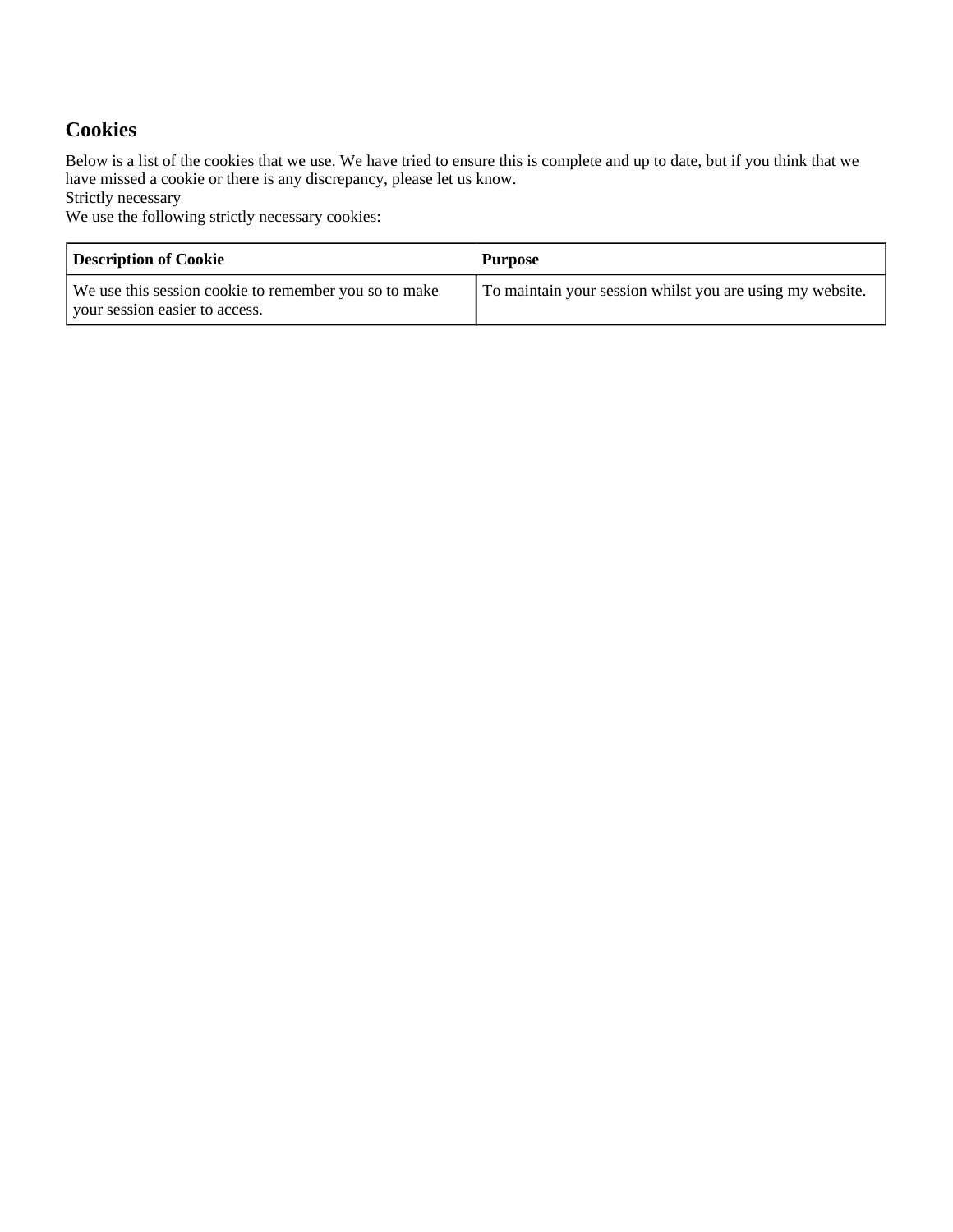## Cookies

Below is a list of the cookies that we use. We have tried to ensure this is complete and up to date, but if you think that we have missed a cookie or there is any discrepancy, please let us know.
Strictly necessary
We use the following strictly necessary cookies:

| **Description of Cookie** | **Purpose** |
|---|---|
| We use this session cookie to remember you so to make your session easier to access. | To maintain your session whilst you are using my website. |